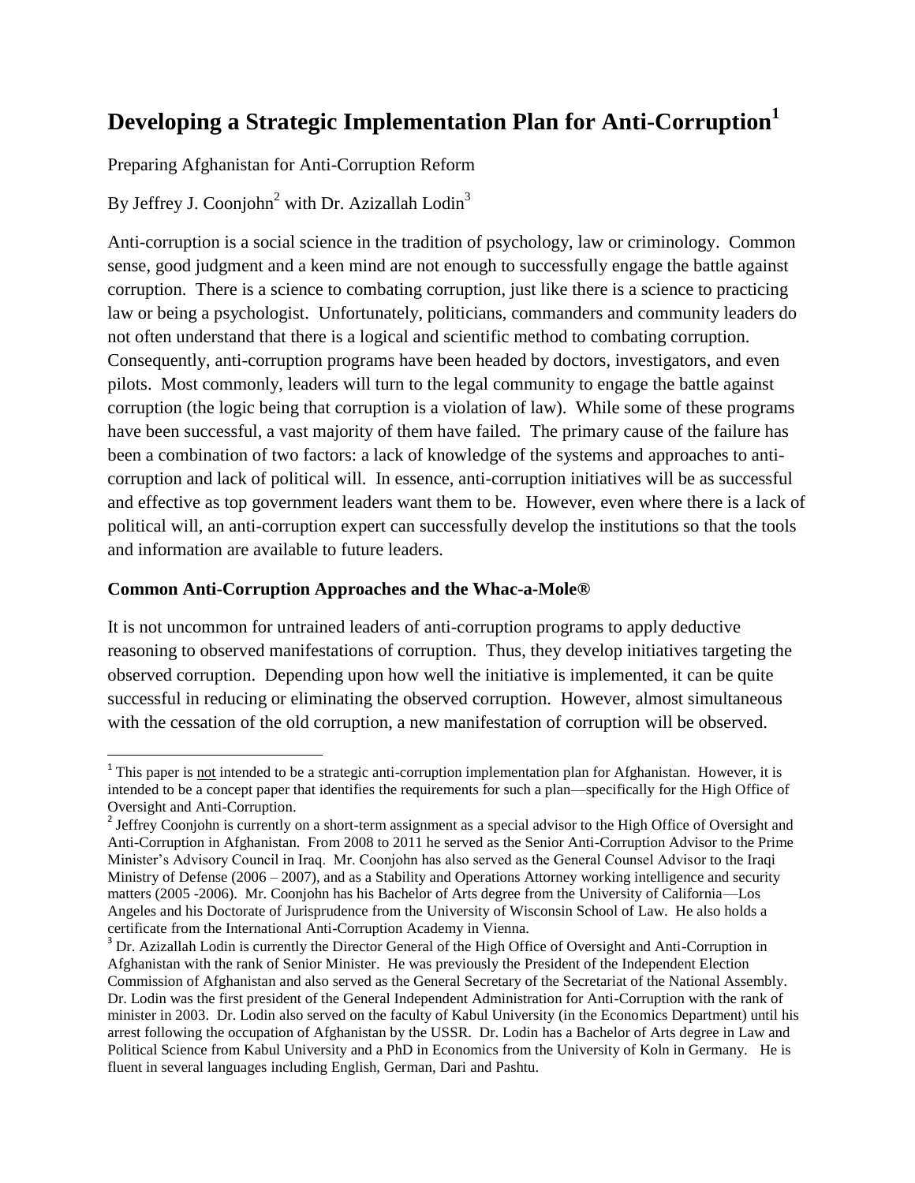# Developing a Strategic Implementation Plan for Anti-Corruption[1]

Preparing Afghanistan for Anti-Corruption Reform

By Jeffrey J. Coonjohn[2] with Dr. Azizallah Lodin[3]

Anti-corruption is a social science in the tradition of psychology, law or criminology. Common sense, good judgment and a keen mind are not enough to successfully engage the battle against corruption. There is a science to combating corruption, just like there is a science to practicing law or being a psychologist. Unfortunately, politicians, commanders and community leaders do not often understand that there is a logical and scientific method to combating corruption. Consequently, anti-corruption programs have been headed by doctors, investigators, and even pilots. Most commonly, leaders will turn to the legal community to engage the battle against corruption (the logic being that corruption is a violation of law). While some of these programs have been successful, a vast majority of them have failed. The primary cause of the failure has been a combination of two factors: a lack of knowledge of the systems and approaches to anti-corruption and lack of political will. In essence, anti-corruption initiatives will be as successful and effective as top government leaders want them to be. However, even where there is a lack of political will, an anti-corruption expert can successfully develop the institutions so that the tools and information are available to future leaders.

### Common Anti-Corruption Approaches and the Whac-a-Mole®

It is not uncommon for untrained leaders of anti-corruption programs to apply deductive reasoning to observed manifestations of corruption. Thus, they develop initiatives targeting the observed corruption. Depending upon how well the initiative is implemented, it can be quite successful in reducing or eliminating the observed corruption. However, almost simultaneous with the cessation of the old corruption, a new manifestation of corruption will be observed.

---

[1] This paper is <u>not</u> intended to be a strategic anti-corruption implementation plan for Afghanistan. However, it is intended to be a concept paper that identifies the requirements for such a plan—specifically for the High Office of Oversight and Anti-Corruption.

[2] Jeffrey Coonjohn is currently on a short-term assignment as a special advisor to the High Office of Oversight and Anti-Corruption in Afghanistan. From 2008 to 2011 he served as the Senior Anti-Corruption Advisor to the Prime Minister's Advisory Council in Iraq. Mr. Coonjohn has also served as the General Counsel Advisor to the Iraqi Ministry of Defense (2006 – 2007), and as a Stability and Operations Attorney working intelligence and security matters (2005 -2006). Mr. Coonjohn has his Bachelor of Arts degree from the University of California—Los Angeles and his Doctorate of Jurisprudence from the University of Wisconsin School of Law. He also holds a certificate from the International Anti-Corruption Academy in Vienna.

[3] Dr. Azizallah Lodin is currently the Director General of the High Office of Oversight and Anti-Corruption in Afghanistan with the rank of Senior Minister. He was previously the President of the Independent Election Commission of Afghanistan and also served as the General Secretary of the Secretariat of the National Assembly. Dr. Lodin was the first president of the General Independent Administration for Anti-Corruption with the rank of minister in 2003. Dr. Lodin also served on the faculty of Kabul University (in the Economics Department) until his arrest following the occupation of Afghanistan by the USSR. Dr. Lodin has a Bachelor of Arts degree in Law and Political Science from Kabul University and a PhD in Economics from the University of Koln in Germany. He is fluent in several languages including English, German, Dari and Pashtu.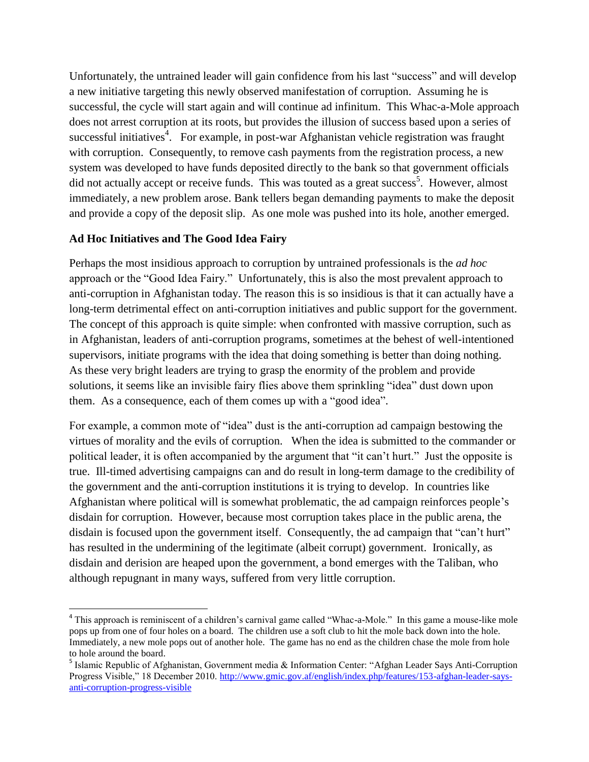Unfortunately, the untrained leader will gain confidence from his last "success" and will develop a new initiative targeting this newly observed manifestation of corruption. Assuming he is successful, the cycle will start again and will continue ad infinitum. This Whac-a-Mole approach does not arrest corruption at its roots, but provides the illusion of success based upon a series of successful initiatives[4]. For example, in post-war Afghanistan vehicle registration was fraught with corruption. Consequently, to remove cash payments from the registration process, a new system was developed to have funds deposited directly to the bank so that government officials did not actually accept or receive funds. This was touted as a great success[5]. However, almost immediately, a new problem arose. Bank tellers began demanding payments to make the deposit and provide a copy of the deposit slip. As one mole was pushed into its hole, another emerged.

### Ad Hoc Initiatives and The Good Idea Fairy

Perhaps the most insidious approach to corruption by untrained professionals is the *ad hoc* approach or the "Good Idea Fairy." Unfortunately, this is also the most prevalent approach to anti-corruption in Afghanistan today. The reason this is so insidious is that it can actually have a long-term detrimental effect on anti-corruption initiatives and public support for the government. The concept of this approach is quite simple: when confronted with massive corruption, such as in Afghanistan, leaders of anti-corruption programs, sometimes at the behest of well-intentioned supervisors, initiate programs with the idea that doing something is better than doing nothing. As these very bright leaders are trying to grasp the enormity of the problem and provide solutions, it seems like an invisible fairy flies above them sprinkling "idea" dust down upon them. As a consequence, each of them comes up with a "good idea".

For example, a common mote of "idea" dust is the anti-corruption ad campaign bestowing the virtues of morality and the evils of corruption. When the idea is submitted to the commander or political leader, it is often accompanied by the argument that "it can't hurt." Just the opposite is true. Ill-timed advertising campaigns can and do result in long-term damage to the credibility of the government and the anti-corruption institutions it is trying to develop. In countries like Afghanistan where political will is somewhat problematic, the ad campaign reinforces people's disdain for corruption. However, because most corruption takes place in the public arena, the disdain is focused upon the government itself. Consequently, the ad campaign that "can't hurt" has resulted in the undermining of the legitimate (albeit corrupt) government. Ironically, as disdain and derision are heaped upon the government, a bond emerges with the Taliban, who although repugnant in many ways, suffered from very little corruption.

---

[4] This approach is reminiscent of a children's carnival game called "Whac-a-Mole." In this game a mouse-like mole pops up from one of four holes on a board. The children use a soft club to hit the mole back down into the hole. Immediately, a new mole pops out of another hole. The game has no end as the children chase the mole from hole to hole around the board.

[5] Islamic Republic of Afghanistan, Government media & Information Center: "Afghan Leader Says Anti-Corruption Progress Visible," 18 December 2010. [http://www.gmic.gov.af/english/index.php/features/153-afghan-leader-says-anti-corruption-progress-visible](http://www.gmic.gov.af/english/index.php/features/153-afghan-leader-says-anti-corruption-progress-visible)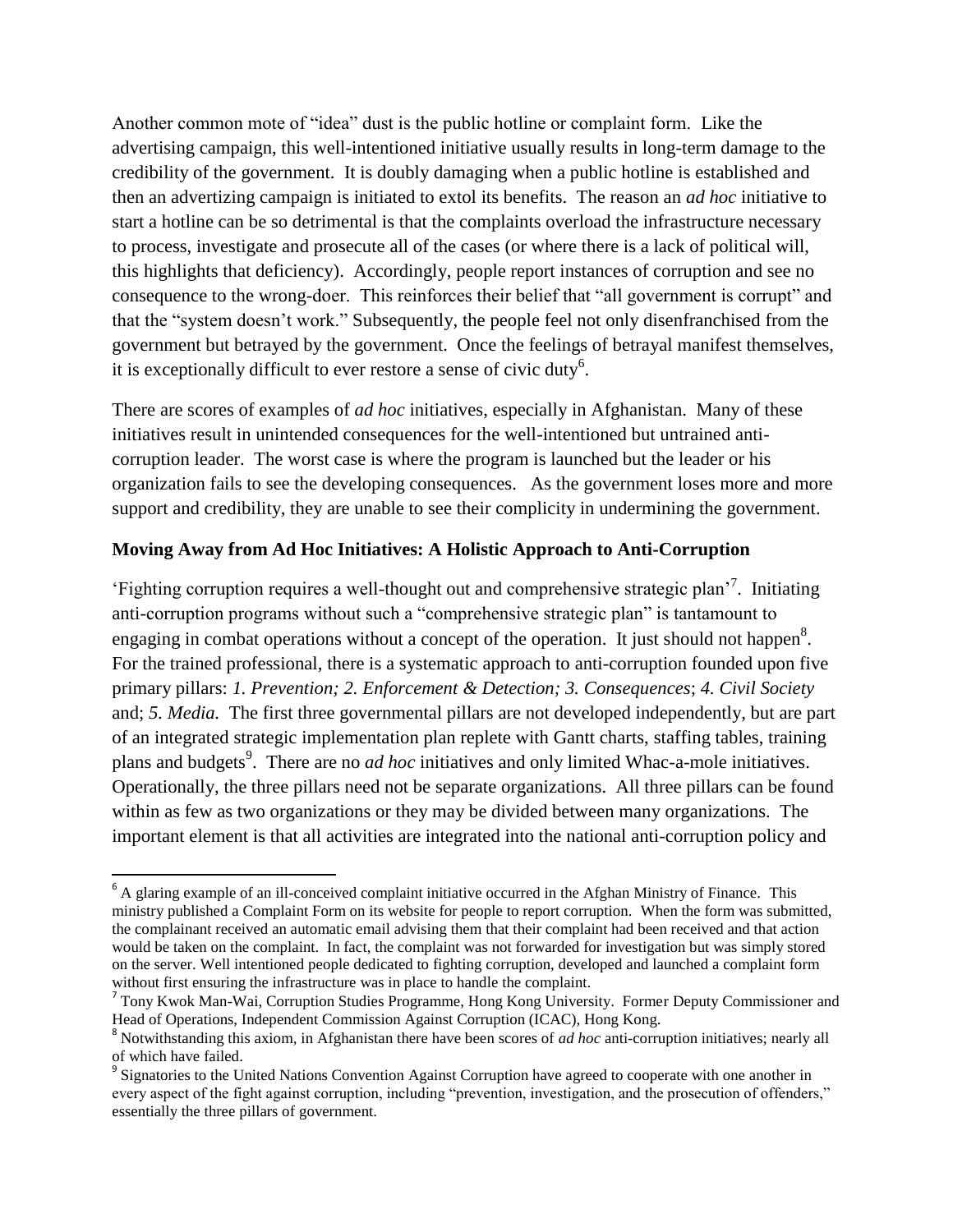Another common mote of "idea" dust is the public hotline or complaint form. Like the advertising campaign, this well-intentioned initiative usually results in long-term damage to the credibility of the government. It is doubly damaging when a public hotline is established and then an advertizing campaign is initiated to extol its benefits. The reason an *ad hoc* initiative to start a hotline can be so detrimental is that the complaints overload the infrastructure necessary to process, investigate and prosecute all of the cases (or where there is a lack of political will, this highlights that deficiency). Accordingly, people report instances of corruption and see no consequence to the wrong-doer. This reinforces their belief that "all government is corrupt" and that the "system doesn't work." Subsequently, the people feel not only disenfranchised from the government but betrayed by the government. Once the feelings of betrayal manifest themselves, it is exceptionally difficult to ever restore a sense of civic duty[6].

There are scores of examples of *ad hoc* initiatives, especially in Afghanistan. Many of these initiatives result in unintended consequences for the well-intentioned but untrained anti-corruption leader. The worst case is where the program is launched but the leader or his organization fails to see the developing consequences. As the government loses more and more support and credibility, they are unable to see their complicity in undermining the government.

**Moving Away from Ad Hoc Initiatives: A Holistic Approach to Anti-Corruption**

'Fighting corruption requires a well-thought out and comprehensive strategic plan'[7]. Initiating anti-corruption programs without such a "comprehensive strategic plan" is tantamount to engaging in combat operations without a concept of the operation. It just should not happen[8]. For the trained professional, there is a systematic approach to anti-corruption founded upon five primary pillars: *1. Prevention; 2. Enforcement & Detection; 3. Consequences*; *4. Civil Society* and; *5. Media.* The first three governmental pillars are not developed independently, but are part of an integrated strategic implementation plan replete with Gantt charts, staffing tables, training plans and budgets[9]. There are no *ad hoc* initiatives and only limited Whac-a-mole initiatives. Operationally, the three pillars need not be separate organizations. All three pillars can be found within as few as two organizations or they may be divided between many organizations. The important element is that all activities are integrated into the national anti-corruption policy and

---

[6] A glaring example of an ill-conceived complaint initiative occurred in the Afghan Ministry of Finance. This ministry published a Complaint Form on its website for people to report corruption. When the form was submitted, the complainant received an automatic email advising them that their complaint had been received and that action would be taken on the complaint. In fact, the complaint was not forwarded for investigation but was simply stored on the server. Well intentioned people dedicated to fighting corruption, developed and launched a complaint form without first ensuring the infrastructure was in place to handle the complaint.

[7] Tony Kwok Man-Wai, Corruption Studies Programme, Hong Kong University. Former Deputy Commissioner and Head of Operations, Independent Commission Against Corruption (ICAC), Hong Kong.

[8] Notwithstanding this axiom, in Afghanistan there have been scores of *ad hoc* anti-corruption initiatives; nearly all of which have failed.

[9] Signatories to the United Nations Convention Against Corruption have agreed to cooperate with one another in every aspect of the fight against corruption, including "prevention, investigation, and the prosecution of offenders," essentially the three pillars of government.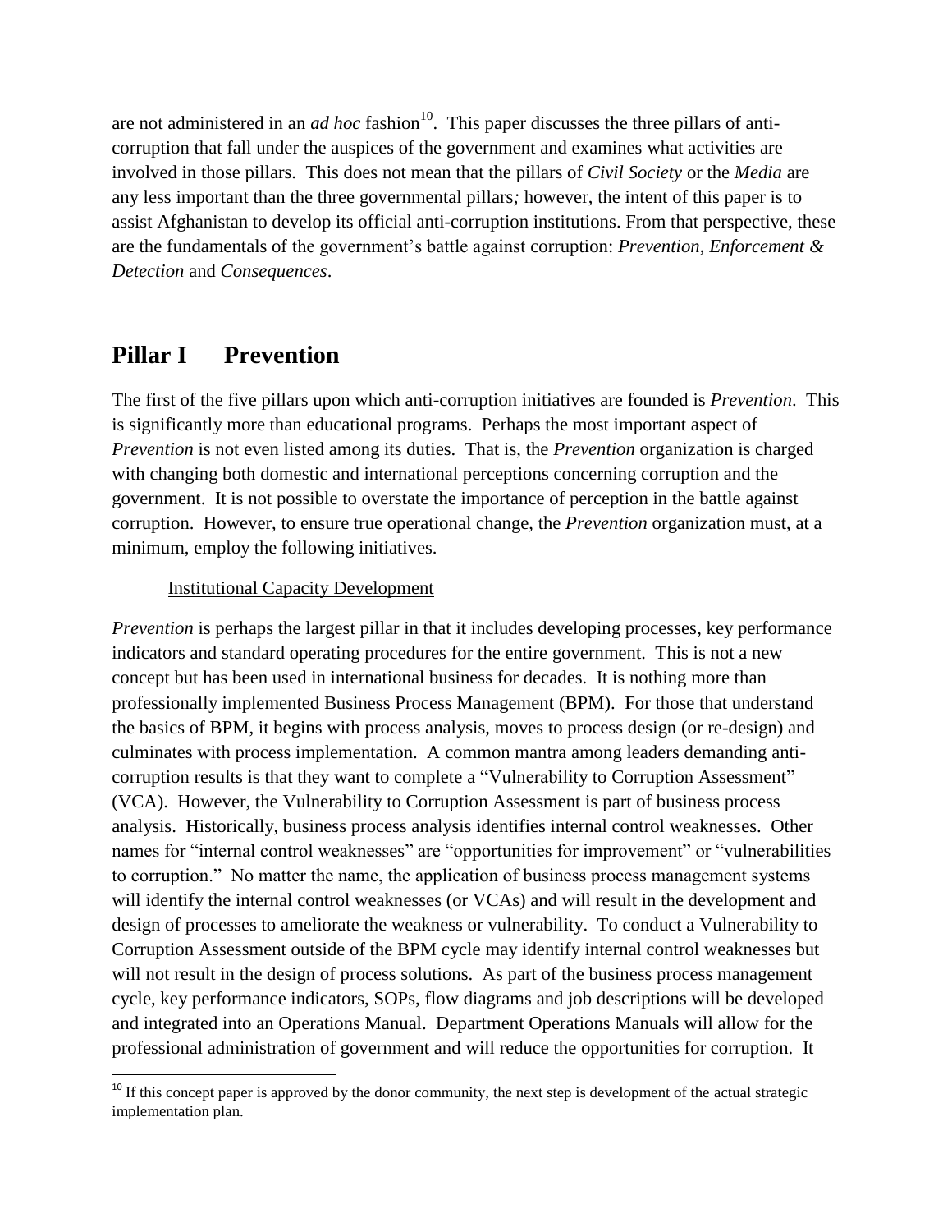are not administered in an *ad hoc* fashion[10]. This paper discusses the three pillars of anti-corruption that fall under the auspices of the government and examines what activities are involved in those pillars. This does not mean that the pillars of *Civil Society* or the *Media* are any less important than the three governmental pillars*;* however, the intent of this paper is to assist Afghanistan to develop its official anti-corruption institutions. From that perspective, these are the fundamentals of the government's battle against corruption: *Prevention*, *Enforcement & Detection* and *Consequences*.

## Pillar I Prevention

The first of the five pillars upon which anti-corruption initiatives are founded is *Prevention*. This is significantly more than educational programs. Perhaps the most important aspect of *Prevention* is not even listed among its duties. That is, the *Prevention* organization is charged with changing both domestic and international perceptions concerning corruption and the government. It is not possible to overstate the importance of perception in the battle against corruption. However, to ensure true operational change, the *Prevention* organization must, at a minimum, employ the following initiatives.

<u>Institutional Capacity Development</u>

*Prevention* is perhaps the largest pillar in that it includes developing processes, key performance indicators and standard operating procedures for the entire government. This is not a new concept but has been used in international business for decades. It is nothing more than professionally implemented Business Process Management (BPM). For those that understand the basics of BPM, it begins with process analysis, moves to process design (or re-design) and culminates with process implementation. A common mantra among leaders demanding anti-corruption results is that they want to complete a "Vulnerability to Corruption Assessment" (VCA). However, the Vulnerability to Corruption Assessment is part of business process analysis. Historically, business process analysis identifies internal control weaknesses. Other names for "internal control weaknesses" are "opportunities for improvement" or "vulnerabilities to corruption." No matter the name, the application of business process management systems will identify the internal control weaknesses (or VCAs) and will result in the development and design of processes to ameliorate the weakness or vulnerability. To conduct a Vulnerability to Corruption Assessment outside of the BPM cycle may identify internal control weaknesses but will not result in the design of process solutions. As part of the business process management cycle, key performance indicators, SOPs, flow diagrams and job descriptions will be developed and integrated into an Operations Manual. Department Operations Manuals will allow for the professional administration of government and will reduce the opportunities for corruption. It

[10] If this concept paper is approved by the donor community, the next step is development of the actual strategic implementation plan.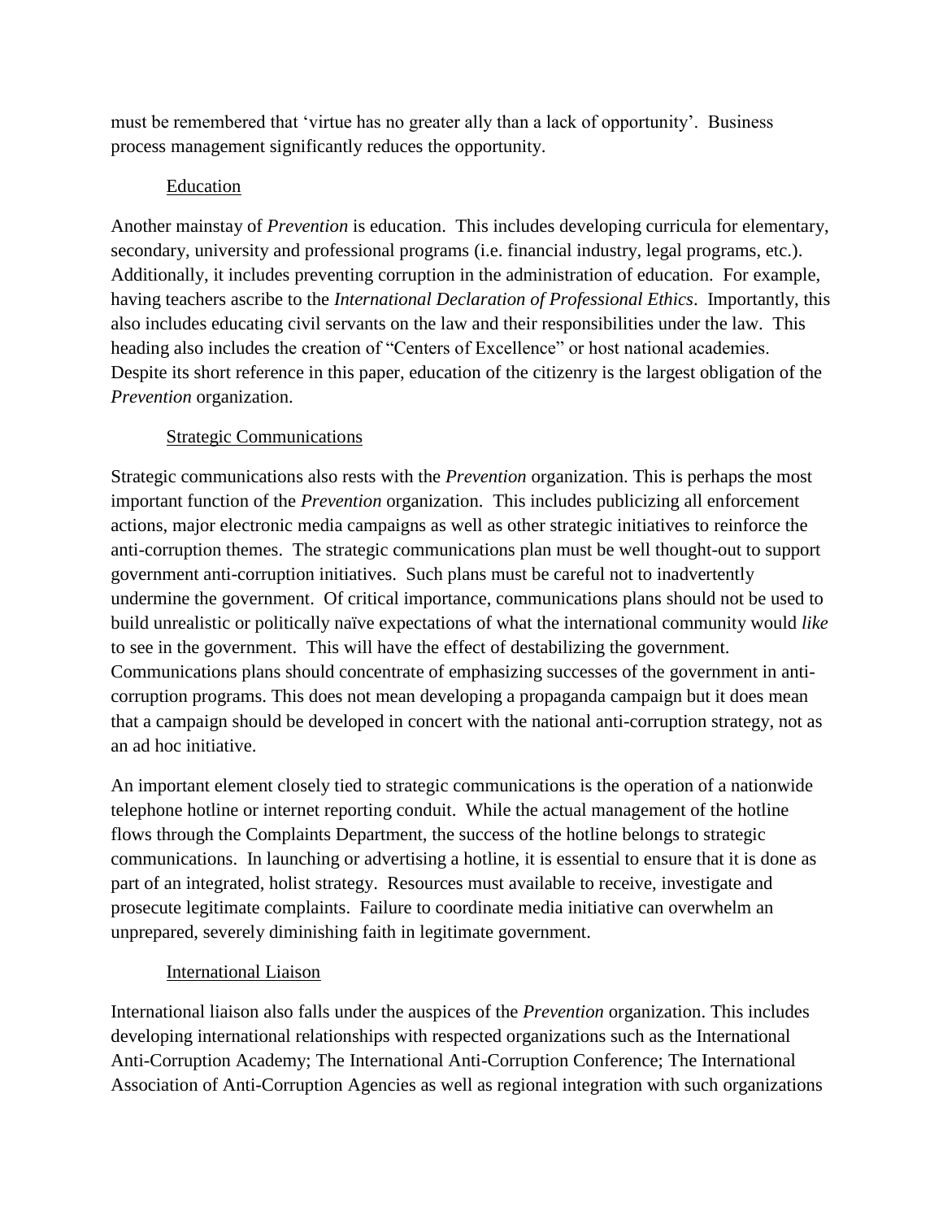must be remembered that 'virtue has no greater ally than a lack of opportunity'. Business process management significantly reduces the opportunity.

### Education

Another mainstay of *Prevention* is education. This includes developing curricula for elementary, secondary, university and professional programs (i.e. financial industry, legal programs, etc.). Additionally, it includes preventing corruption in the administration of education. For example, having teachers ascribe to the *International Declaration of Professional Ethics*. Importantly, this also includes educating civil servants on the law and their responsibilities under the law. This heading also includes the creation of "Centers of Excellence" or host national academies. Despite its short reference in this paper, education of the citizenry is the largest obligation of the *Prevention* organization.

### Strategic Communications

Strategic communications also rests with the *Prevention* organization. This is perhaps the most important function of the *Prevention* organization. This includes publicizing all enforcement actions, major electronic media campaigns as well as other strategic initiatives to reinforce the anti-corruption themes. The strategic communications plan must be well thought-out to support government anti-corruption initiatives. Such plans must be careful not to inadvertently undermine the government. Of critical importance, communications plans should not be used to build unrealistic or politically naïve expectations of what the international community would *like* to see in the government. This will have the effect of destabilizing the government. Communications plans should concentrate of emphasizing successes of the government in anti-corruption programs. This does not mean developing a propaganda campaign but it does mean that a campaign should be developed in concert with the national anti-corruption strategy, not as an ad hoc initiative.

An important element closely tied to strategic communications is the operation of a nationwide telephone hotline or internet reporting conduit. While the actual management of the hotline flows through the Complaints Department, the success of the hotline belongs to strategic communications. In launching or advertising a hotline, it is essential to ensure that it is done as part of an integrated, holist strategy. Resources must available to receive, investigate and prosecute legitimate complaints. Failure to coordinate media initiative can overwhelm an unprepared, severely diminishing faith in legitimate government.

### International Liaison

International liaison also falls under the auspices of the *Prevention* organization. This includes developing international relationships with respected organizations such as the International Anti-Corruption Academy; The International Anti-Corruption Conference; The International Association of Anti-Corruption Agencies as well as regional integration with such organizations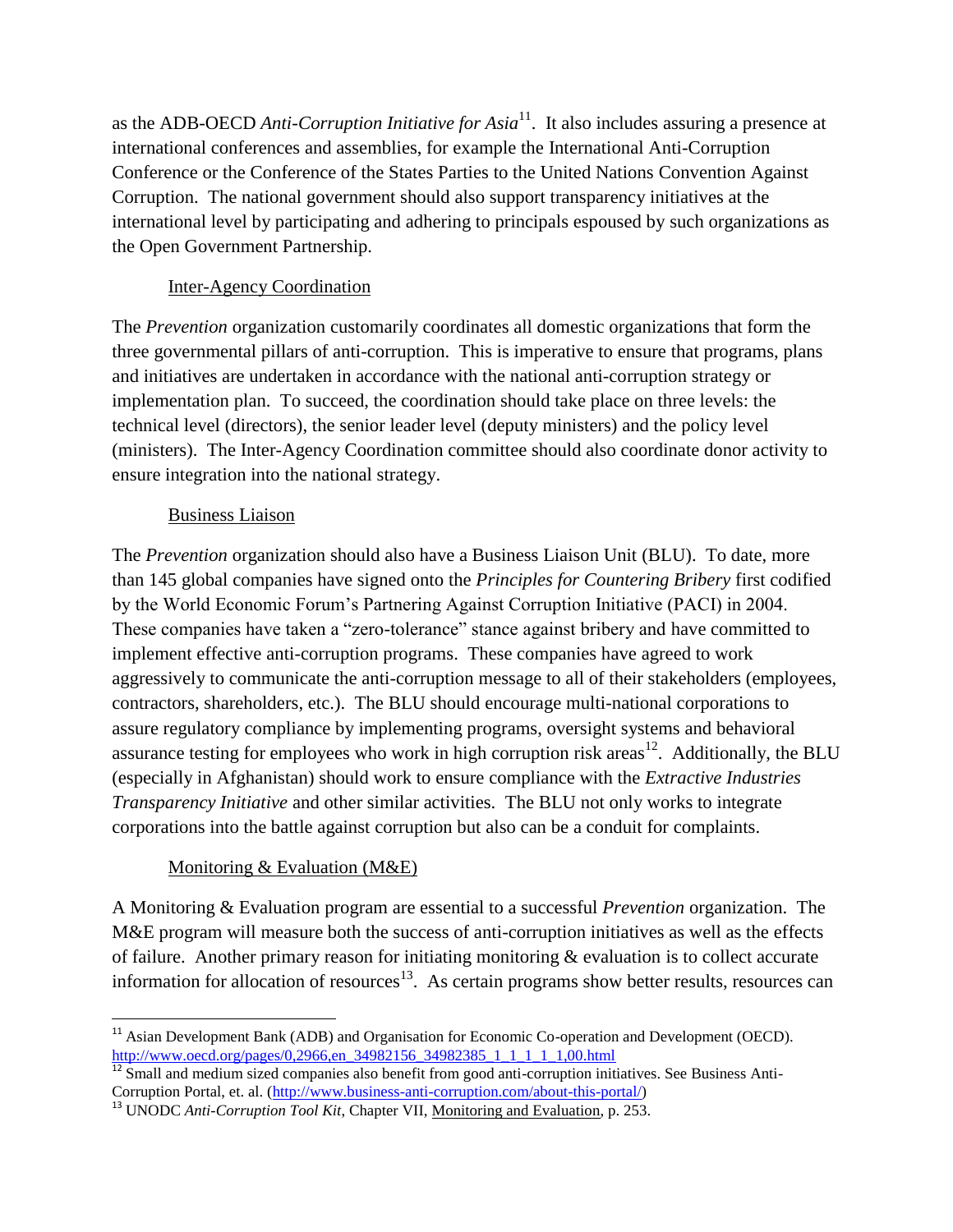as the ADB-OECD *Anti-Corruption Initiative for Asia*[11]. It also includes assuring a presence at international conferences and assemblies, for example the International Anti-Corruption Conference or the Conference of the States Parties to the United Nations Convention Against Corruption. The national government should also support transparency initiatives at the international level by participating and adhering to principals espoused by such organizations as the Open Government Partnership.

### Inter-Agency Coordination

The *Prevention* organization customarily coordinates all domestic organizations that form the three governmental pillars of anti-corruption. This is imperative to ensure that programs, plans and initiatives are undertaken in accordance with the national anti-corruption strategy or implementation plan. To succeed, the coordination should take place on three levels: the technical level (directors), the senior leader level (deputy ministers) and the policy level (ministers). The Inter-Agency Coordination committee should also coordinate donor activity to ensure integration into the national strategy.

### Business Liaison

The *Prevention* organization should also have a Business Liaison Unit (BLU). To date, more than 145 global companies have signed onto the *Principles for Countering Bribery* first codified by the World Economic Forum's Partnering Against Corruption Initiative (PACI) in 2004. These companies have taken a "zero-tolerance" stance against bribery and have committed to implement effective anti-corruption programs. These companies have agreed to work aggressively to communicate the anti-corruption message to all of their stakeholders (employees, contractors, shareholders, etc.). The BLU should encourage multi-national corporations to assure regulatory compliance by implementing programs, oversight systems and behavioral assurance testing for employees who work in high corruption risk areas[12]. Additionally, the BLU (especially in Afghanistan) should work to ensure compliance with the *Extractive Industries Transparency Initiative* and other similar activities. The BLU not only works to integrate corporations into the battle against corruption but also can be a conduit for complaints.

### Monitoring & Evaluation (M&E)

A Monitoring & Evaluation program are essential to a successful *Prevention* organization. The M&E program will measure both the success of anti-corruption initiatives as well as the effects of failure. Another primary reason for initiating monitoring & evaluation is to collect accurate information for allocation of resources[13]. As certain programs show better results, resources can

---

[11] Asian Development Bank (ADB) and Organisation for Economic Co-operation and Development (OECD). http://www.oecd.org/pages/0,2966,en_34982156_34982385_1_1_1_1_1,00.html

[12] Small and medium sized companies also benefit from good anti-corruption initiatives. See Business Anti-Corruption Portal, et. al. (http://www.business-anti-corruption.com/about-this-portal/)

[13] UNODC *Anti-Corruption Tool Kit*, Chapter VII, Monitoring and Evaluation, p. 253.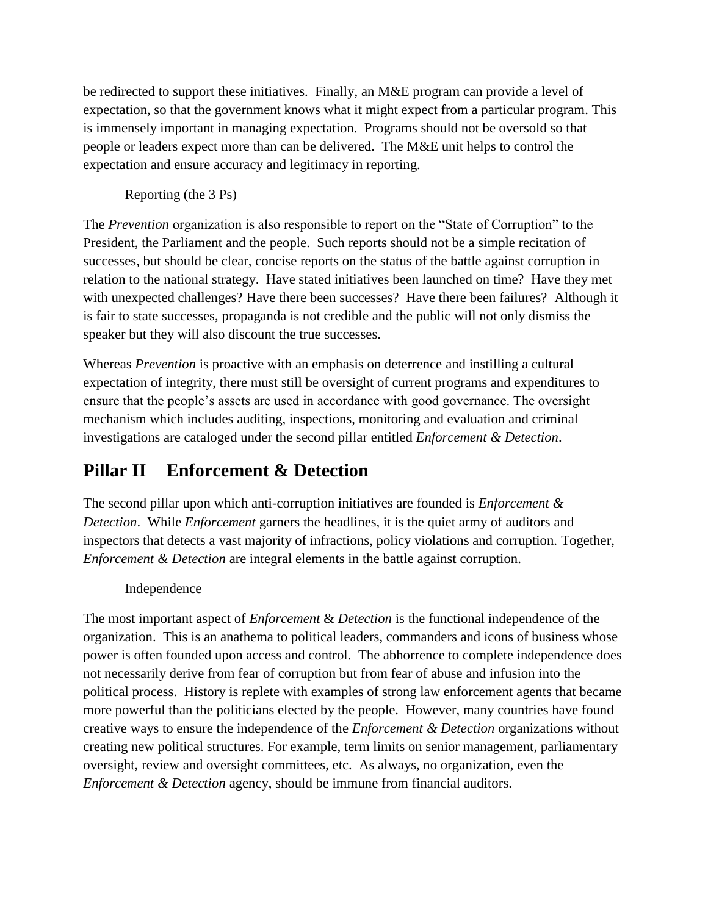be redirected to support these initiatives. Finally, an M&E program can provide a level of expectation, so that the government knows what it might expect from a particular program. This is immensely important in managing expectation. Programs should not be oversold so that people or leaders expect more than can be delivered. The M&E unit helps to control the expectation and ensure accuracy and legitimacy in reporting.

### Reporting (the 3 Ps)

The *Prevention* organization is also responsible to report on the "State of Corruption" to the President, the Parliament and the people. Such reports should not be a simple recitation of successes, but should be clear, concise reports on the status of the battle against corruption in relation to the national strategy. Have stated initiatives been launched on time? Have they met with unexpected challenges? Have there been successes? Have there been failures? Although it is fair to state successes, propaganda is not credible and the public will not only dismiss the speaker but they will also discount the true successes.

Whereas *Prevention* is proactive with an emphasis on deterrence and instilling a cultural expectation of integrity, there must still be oversight of current programs and expenditures to ensure that the people's assets are used in accordance with good governance. The oversight mechanism which includes auditing, inspections, monitoring and evaluation and criminal investigations are cataloged under the second pillar entitled *Enforcement & Detection*.

## Pillar II Enforcement & Detection

The second pillar upon which anti-corruption initiatives are founded is *Enforcement & Detection*. While *Enforcement* garners the headlines, it is the quiet army of auditors and inspectors that detects a vast majority of infractions, policy violations and corruption. Together, *Enforcement & Detection* are integral elements in the battle against corruption.

### Independence

The most important aspect of *Enforcement* & *Detection* is the functional independence of the organization. This is an anathema to political leaders, commanders and icons of business whose power is often founded upon access and control. The abhorrence to complete independence does not necessarily derive from fear of corruption but from fear of abuse and infusion into the political process. History is replete with examples of strong law enforcement agents that became more powerful than the politicians elected by the people. However, many countries have found creative ways to ensure the independence of the *Enforcement & Detection* organizations without creating new political structures. For example, term limits on senior management, parliamentary oversight, review and oversight committees, etc. As always, no organization, even the *Enforcement & Detection* agency, should be immune from financial auditors.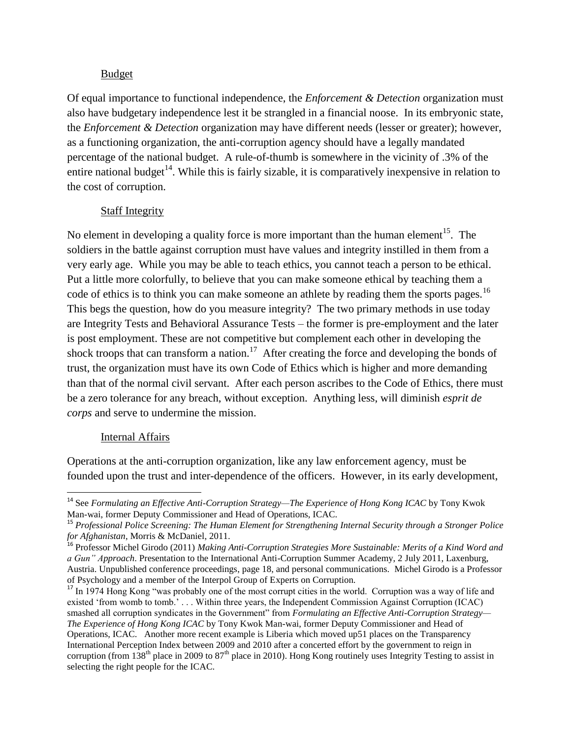### Budget

Of equal importance to functional independence, the *Enforcement & Detection* organization must also have budgetary independence lest it be strangled in a financial noose. In its embryonic state, the *Enforcement & Detection* organization may have different needs (lesser or greater); however, as a functioning organization, the anti-corruption agency should have a legally mandated percentage of the national budget. A rule-of-thumb is somewhere in the vicinity of .3% of the entire national budget[14]. While this is fairly sizable, it is comparatively inexpensive in relation to the cost of corruption.

### Staff Integrity

No element in developing a quality force is more important than the human element[15]. The soldiers in the battle against corruption must have values and integrity instilled in them from a very early age. While you may be able to teach ethics, you cannot teach a person to be ethical. Put a little more colorfully, to believe that you can make someone ethical by teaching them a code of ethics is to think you can make someone an athlete by reading them the sports pages.[16] This begs the question, how do you measure integrity? The two primary methods in use today are Integrity Tests and Behavioral Assurance Tests – the former is pre-employment and the later is post employment. These are not competitive but complement each other in developing the shock troops that can transform a nation.[17] After creating the force and developing the bonds of trust, the organization must have its own Code of Ethics which is higher and more demanding than that of the normal civil servant. After each person ascribes to the Code of Ethics, there must be a zero tolerance for any breach, without exception. Anything less, will diminish *esprit de corps* and serve to undermine the mission.

### Internal Affairs

Operations at the anti-corruption organization, like any law enforcement agency, must be founded upon the trust and inter-dependence of the officers. However, in its early development,

---

[14] See *Formulating an Effective Anti-Corruption Strategy—The Experience of Hong Kong ICAC* by Tony Kwok Man-wai, former Deputy Commissioner and Head of Operations, ICAC.

[15] *Professional Police Screening: The Human Element for Strengthening Internal Security through a Stronger Police for Afghanistan*, Morris & McDaniel, 2011.

[16] Professor Michel Girodo (2011) *Making Anti-Corruption Strategies More Sustainable: Merits of a Kind Word and a Gun" Approach*. Presentation to the International Anti-Corruption Summer Academy, 2 July 2011, Laxenburg, Austria. Unpublished conference proceedings, page 18, and personal communications. Michel Girodo is a Professor of Psychology and a member of the Interpol Group of Experts on Corruption.

[17] In 1974 Hong Kong "was probably one of the most corrupt cities in the world. Corruption was a way of life and existed 'from womb to tomb.' . . . Within three years, the Independent Commission Against Corruption (ICAC) smashed all corruption syndicates in the Government" from *Formulating an Effective Anti-Corruption Strategy—The Experience of Hong Kong ICAC* by Tony Kwok Man-wai, former Deputy Commissioner and Head of Operations, ICAC. Another more recent example is Liberia which moved up51 places on the Transparency International Perception Index between 2009 and 2010 after a concerted effort by the government to reign in corruption (from 138th place in 2009 to 87th place in 2010). Hong Kong routinely uses Integrity Testing to assist in selecting the right people for the ICAC.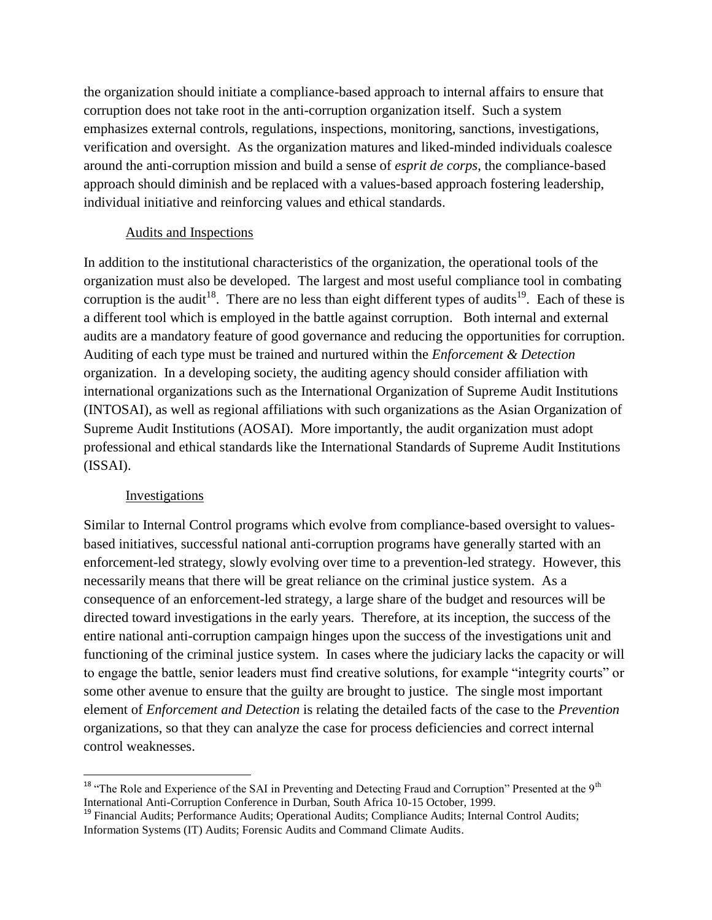the organization should initiate a compliance-based approach to internal affairs to ensure that corruption does not take root in the anti-corruption organization itself. Such a system emphasizes external controls, regulations, inspections, monitoring, sanctions, investigations, verification and oversight. As the organization matures and liked-minded individuals coalesce around the anti-corruption mission and build a sense of *esprit de corps*, the compliance-based approach should diminish and be replaced with a values-based approach fostering leadership, individual initiative and reinforcing values and ethical standards.

### Audits and Inspections

In addition to the institutional characteristics of the organization, the operational tools of the organization must also be developed. The largest and most useful compliance tool in combating corruption is the audit[18]. There are no less than eight different types of audits[19]. Each of these is a different tool which is employed in the battle against corruption. Both internal and external audits are a mandatory feature of good governance and reducing the opportunities for corruption. Auditing of each type must be trained and nurtured within the *Enforcement & Detection* organization. In a developing society, the auditing agency should consider affiliation with international organizations such as the International Organization of Supreme Audit Institutions (INTOSAI), as well as regional affiliations with such organizations as the Asian Organization of Supreme Audit Institutions (AOSAI). More importantly, the audit organization must adopt professional and ethical standards like the International Standards of Supreme Audit Institutions (ISSAI).

### Investigations

Similar to Internal Control programs which evolve from compliance-based oversight to values-based initiatives, successful national anti-corruption programs have generally started with an enforcement-led strategy, slowly evolving over time to a prevention-led strategy. However, this necessarily means that there will be great reliance on the criminal justice system. As a consequence of an enforcement-led strategy, a large share of the budget and resources will be directed toward investigations in the early years. Therefore, at its inception, the success of the entire national anti-corruption campaign hinges upon the success of the investigations unit and functioning of the criminal justice system. In cases where the judiciary lacks the capacity or will to engage the battle, senior leaders must find creative solutions, for example "integrity courts" or some other avenue to ensure that the guilty are brought to justice. The single most important element of *Enforcement and Detection* is relating the detailed facts of the case to the *Prevention* organizations, so that they can analyze the case for process deficiencies and correct internal control weaknesses.

---

[18] "The Role and Experience of the SAI in Preventing and Detecting Fraud and Corruption" Presented at the 9th International Anti-Corruption Conference in Durban, South Africa 10-15 October, 1999.

[19] Financial Audits; Performance Audits; Operational Audits; Compliance Audits; Internal Control Audits; Information Systems (IT) Audits; Forensic Audits and Command Climate Audits.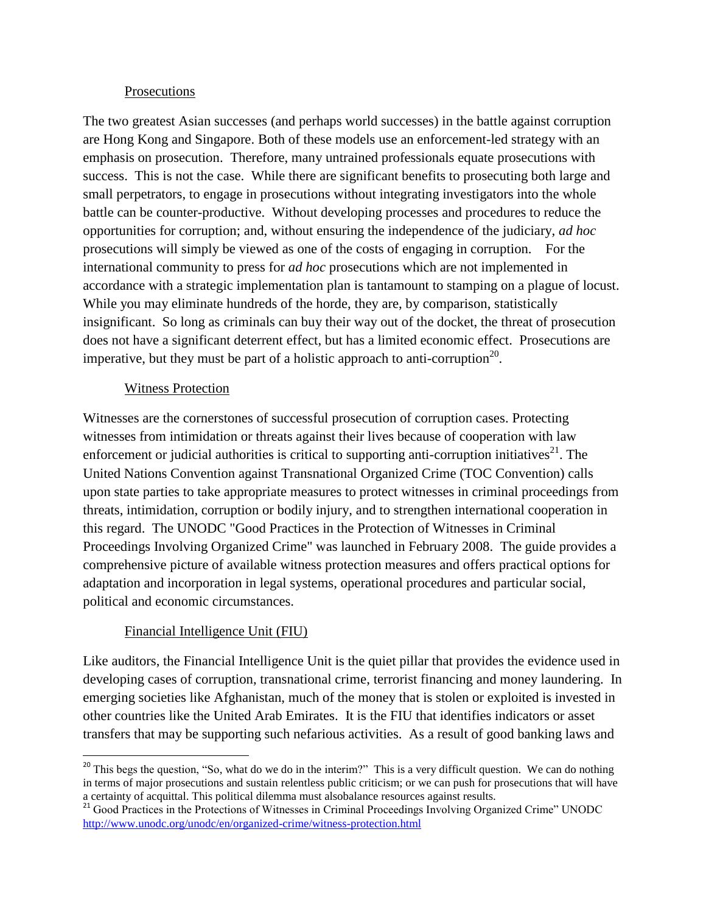## Prosecutions

The two greatest Asian successes (and perhaps world successes) in the battle against corruption are Hong Kong and Singapore. Both of these models use an enforcement-led strategy with an emphasis on prosecution. Therefore, many untrained professionals equate prosecutions with success. This is not the case. While there are significant benefits to prosecuting both large and small perpetrators, to engage in prosecutions without integrating investigators into the whole battle can be counter-productive. Without developing processes and procedures to reduce the opportunities for corruption; and, without ensuring the independence of the judiciary, *ad hoc* prosecutions will simply be viewed as one of the costs of engaging in corruption. For the international community to press for *ad hoc* prosecutions which are not implemented in accordance with a strategic implementation plan is tantamount to stamping on a plague of locust. While you may eliminate hundreds of the horde, they are, by comparison, statistically insignificant. So long as criminals can buy their way out of the docket, the threat of prosecution does not have a significant deterrent effect, but has a limited economic effect. Prosecutions are imperative, but they must be part of a holistic approach to anti-corruption[20].

## Witness Protection

Witnesses are the cornerstones of successful prosecution of corruption cases. Protecting witnesses from intimidation or threats against their lives because of cooperation with law enforcement or judicial authorities is critical to supporting anti-corruption initiatives[21]. The United Nations Convention against Transnational Organized Crime (TOC Convention) calls upon state parties to take appropriate measures to protect witnesses in criminal proceedings from threats, intimidation, corruption or bodily injury, and to strengthen international cooperation in this regard. The UNODC "Good Practices in the Protection of Witnesses in Criminal Proceedings Involving Organized Crime" was launched in February 2008. The guide provides a comprehensive picture of available witness protection measures and offers practical options for adaptation and incorporation in legal systems, operational procedures and particular social, political and economic circumstances.

## Financial Intelligence Unit (FIU)

Like auditors, the Financial Intelligence Unit is the quiet pillar that provides the evidence used in developing cases of corruption, transnational crime, terrorist financing and money laundering. In emerging societies like Afghanistan, much of the money that is stolen or exploited is invested in other countries like the United Arab Emirates. It is the FIU that identifies indicators or asset transfers that may be supporting such nefarious activities. As a result of good banking laws and

---

[20] This begs the question, "So, what do we do in the interim?" This is a very difficult question. We can do nothing in terms of major prosecutions and sustain relentless public criticism; or we can push for prosecutions that will have a certainty of acquittal. This political dilemma must alsobalance resources against results.

[21] Good Practices in the Protections of Witnesses in Criminal Proceedings Involving Organized Crime" UNODC http://www.unodc.org/unodc/en/organized-crime/witness-protection.html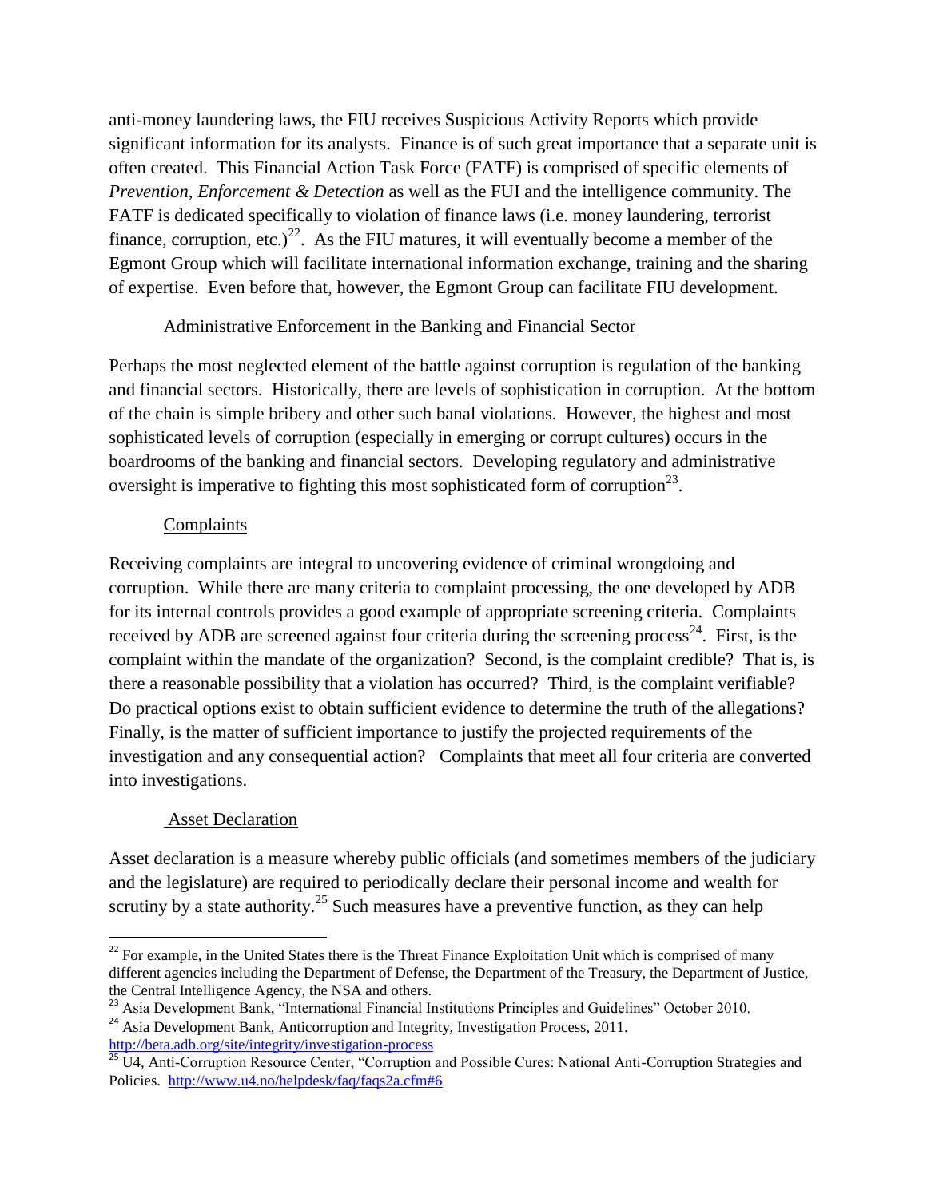anti-money laundering laws, the FIU receives Suspicious Activity Reports which provide significant information for its analysts. Finance is of such great importance that a separate unit is often created. This Financial Action Task Force (FATF) is comprised of specific elements of *Prevention, Enforcement & Detection* as well as the FUI and the intelligence community. The FATF is dedicated specifically to violation of finance laws (i.e. money laundering, terrorist finance, corruption, etc.)[22]. As the FIU matures, it will eventually become a member of the Egmont Group which will facilitate international information exchange, training and the sharing of expertise. Even before that, however, the Egmont Group can facilitate FIU development.

### Administrative Enforcement in the Banking and Financial Sector

Perhaps the most neglected element of the battle against corruption is regulation of the banking and financial sectors. Historically, there are levels of sophistication in corruption. At the bottom of the chain is simple bribery and other such banal violations. However, the highest and most sophisticated levels of corruption (especially in emerging or corrupt cultures) occurs in the boardrooms of the banking and financial sectors. Developing regulatory and administrative oversight is imperative to fighting this most sophisticated form of corruption[23].

### Complaints

Receiving complaints are integral to uncovering evidence of criminal wrongdoing and corruption. While there are many criteria to complaint processing, the one developed by ADB for its internal controls provides a good example of appropriate screening criteria. Complaints received by ADB are screened against four criteria during the screening process[24]. First, is the complaint within the mandate of the organization? Second, is the complaint credible? That is, is there a reasonable possibility that a violation has occurred? Third, is the complaint verifiable? Do practical options exist to obtain sufficient evidence to determine the truth of the allegations? Finally, is the matter of sufficient importance to justify the projected requirements of the investigation and any consequential action? Complaints that meet all four criteria are converted into investigations.

### Asset Declaration

Asset declaration is a measure whereby public officials (and sometimes members of the judiciary and the legislature) are required to periodically declare their personal income and wealth for scrutiny by a state authority.[25] Such measures have a preventive function, as they can help

---

[22] For example, in the United States there is the Threat Finance Exploitation Unit which is comprised of many different agencies including the Department of Defense, the Department of the Treasury, the Department of Justice, the Central Intelligence Agency, the NSA and others.

[23] Asia Development Bank, "International Financial Institutions Principles and Guidelines" October 2010.

[24] Asia Development Bank, Anticorruption and Integrity, Investigation Process, 2011. http://beta.adb.org/site/integrity/investigation-process

[25] U4, Anti-Corruption Resource Center, "Corruption and Possible Cures: National Anti-Corruption Strategies and Policies. http://www.u4.no/helpdesk/faq/faqs2a.cfm#6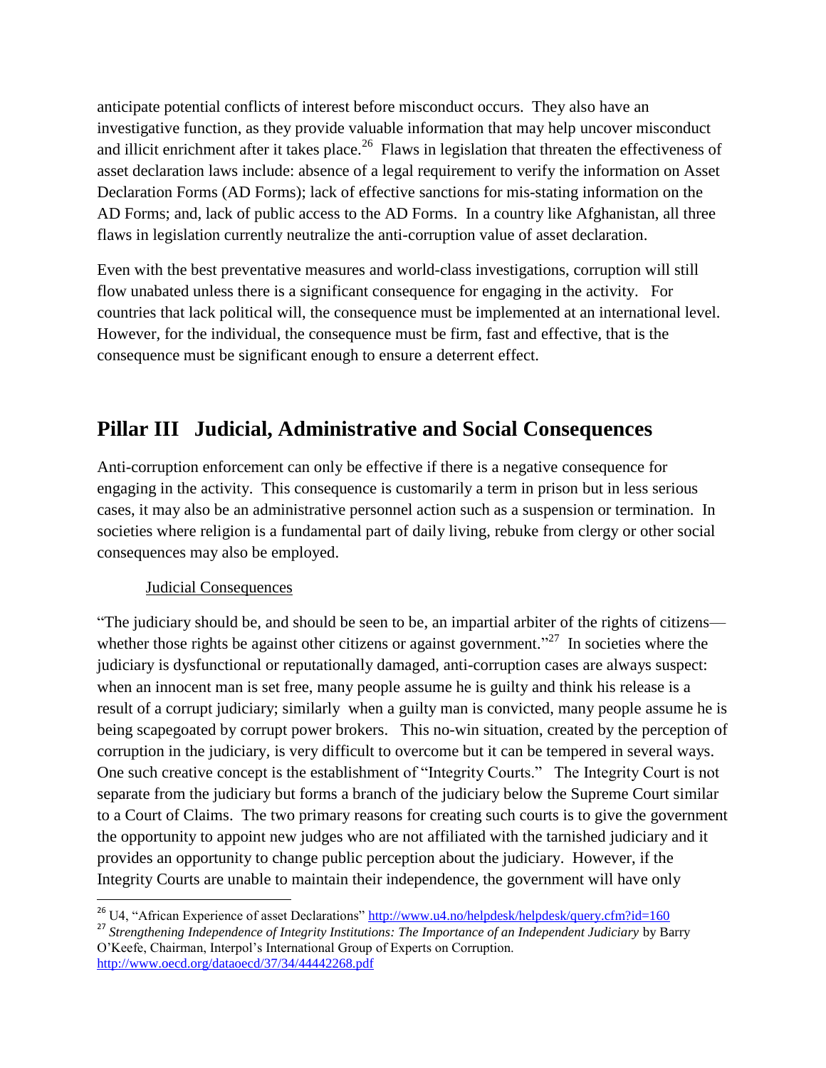anticipate potential conflicts of interest before misconduct occurs. They also have an investigative function, as they provide valuable information that may help uncover misconduct and illicit enrichment after it takes place.[26] Flaws in legislation that threaten the effectiveness of asset declaration laws include: absence of a legal requirement to verify the information on Asset Declaration Forms (AD Forms); lack of effective sanctions for mis-stating information on the AD Forms; and, lack of public access to the AD Forms. In a country like Afghanistan, all three flaws in legislation currently neutralize the anti-corruption value of asset declaration.

Even with the best preventative measures and world-class investigations, corruption will still flow unabated unless there is a significant consequence for engaging in the activity. For countries that lack political will, the consequence must be implemented at an international level. However, for the individual, the consequence must be firm, fast and effective, that is the consequence must be significant enough to ensure a deterrent effect.

## Pillar III Judicial, Administrative and Social Consequences

Anti-corruption enforcement can only be effective if there is a negative consequence for engaging in the activity. This consequence is customarily a term in prison but in less serious cases, it may also be an administrative personnel action such as a suspension or termination. In societies where religion is a fundamental part of daily living, rebuke from clergy or other social consequences may also be employed.

### Judicial Consequences

"The judiciary should be, and should be seen to be, an impartial arbiter of the rights of citizens—whether those rights be against other citizens or against government."[27] In societies where the judiciary is dysfunctional or reputationally damaged, anti-corruption cases are always suspect: when an innocent man is set free, many people assume he is guilty and think his release is a result of a corrupt judiciary; similarly when a guilty man is convicted, many people assume he is being scapegoated by corrupt power brokers. This no-win situation, created by the perception of corruption in the judiciary, is very difficult to overcome but it can be tempered in several ways. One such creative concept is the establishment of "Integrity Courts." The Integrity Court is not separate from the judiciary but forms a branch of the judiciary below the Supreme Court similar to a Court of Claims. The two primary reasons for creating such courts is to give the government the opportunity to appoint new judges who are not affiliated with the tarnished judiciary and it provides an opportunity to change public perception about the judiciary. However, if the Integrity Courts are unable to maintain their independence, the government will have only

---

[26] U4, "African Experience of asset Declarations" http://www.u4.no/helpdesk/helpdesk/query.cfm?id=160

[27] *Strengthening Independence of Integrity Institutions: The Importance of an Independent Judiciary* by Barry O'Keefe, Chairman, Interpol's International Group of Experts on Corruption. http://www.oecd.org/dataoecd/37/34/44442268.pdf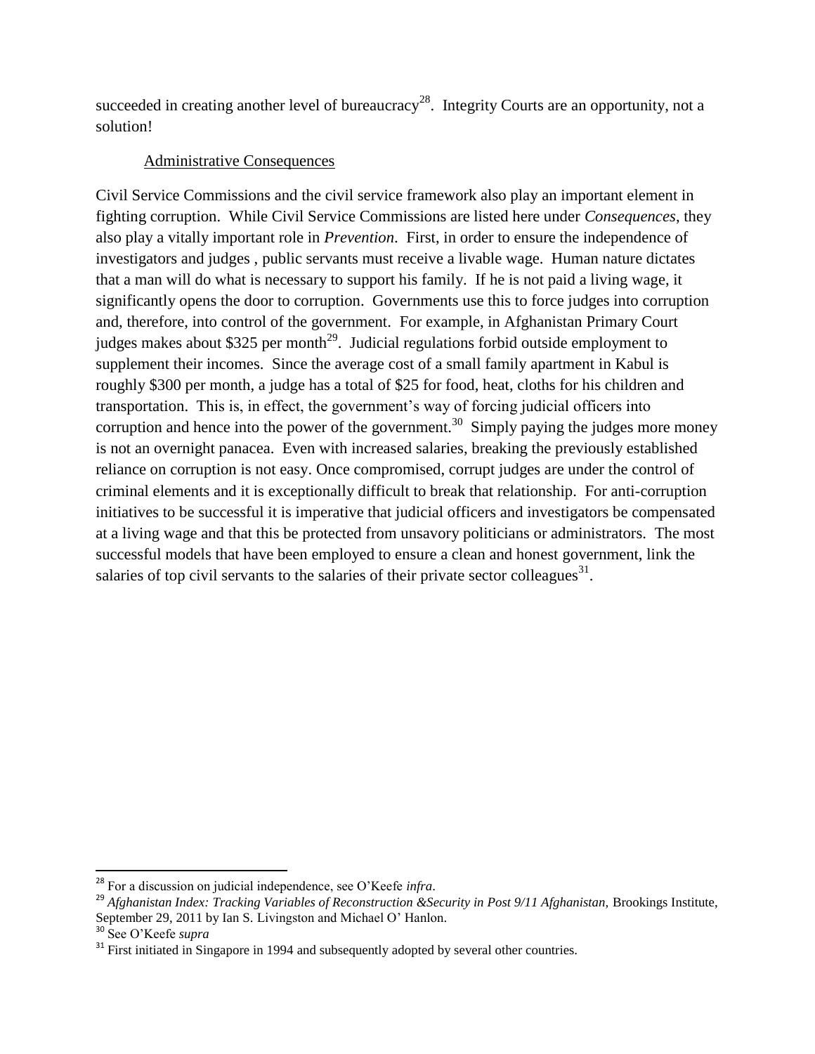succeeded in creating another level of bureaucracy[28]. Integrity Courts are an opportunity, not a solution!

Administrative Consequences

Civil Service Commissions and the civil service framework also play an important element in fighting corruption. While Civil Service Commissions are listed here under *Consequences*, they also play a vitally important role in *Prevention*. First, in order to ensure the independence of investigators and judges , public servants must receive a livable wage. Human nature dictates that a man will do what is necessary to support his family. If he is not paid a living wage, it significantly opens the door to corruption. Governments use this to force judges into corruption and, therefore, into control of the government. For example, in Afghanistan Primary Court judges makes about \$325 per month[29]. Judicial regulations forbid outside employment to supplement their incomes. Since the average cost of a small family apartment in Kabul is roughly \$300 per month, a judge has a total of \$25 for food, heat, cloths for his children and transportation. This is, in effect, the government's way of forcing judicial officers into corruption and hence into the power of the government.[30] Simply paying the judges more money is not an overnight panacea. Even with increased salaries, breaking the previously established reliance on corruption is not easy. Once compromised, corrupt judges are under the control of criminal elements and it is exceptionally difficult to break that relationship. For anti-corruption initiatives to be successful it is imperative that judicial officers and investigators be compensated at a living wage and that this be protected from unsavory politicians or administrators. The most successful models that have been employed to ensure a clean and honest government, link the salaries of top civil servants to the salaries of their private sector colleagues[31].

---

[28] For a discussion on judicial independence, see O'Keefe *infra*.

[29] *Afghanistan Index: Tracking Variables of Reconstruction &Security in Post 9/11 Afghanistan,* Brookings Institute, September 29, 2011 by Ian S. Livingston and Michael O' Hanlon.

[30] See O'Keefe *supra*

[31] First initiated in Singapore in 1994 and subsequently adopted by several other countries.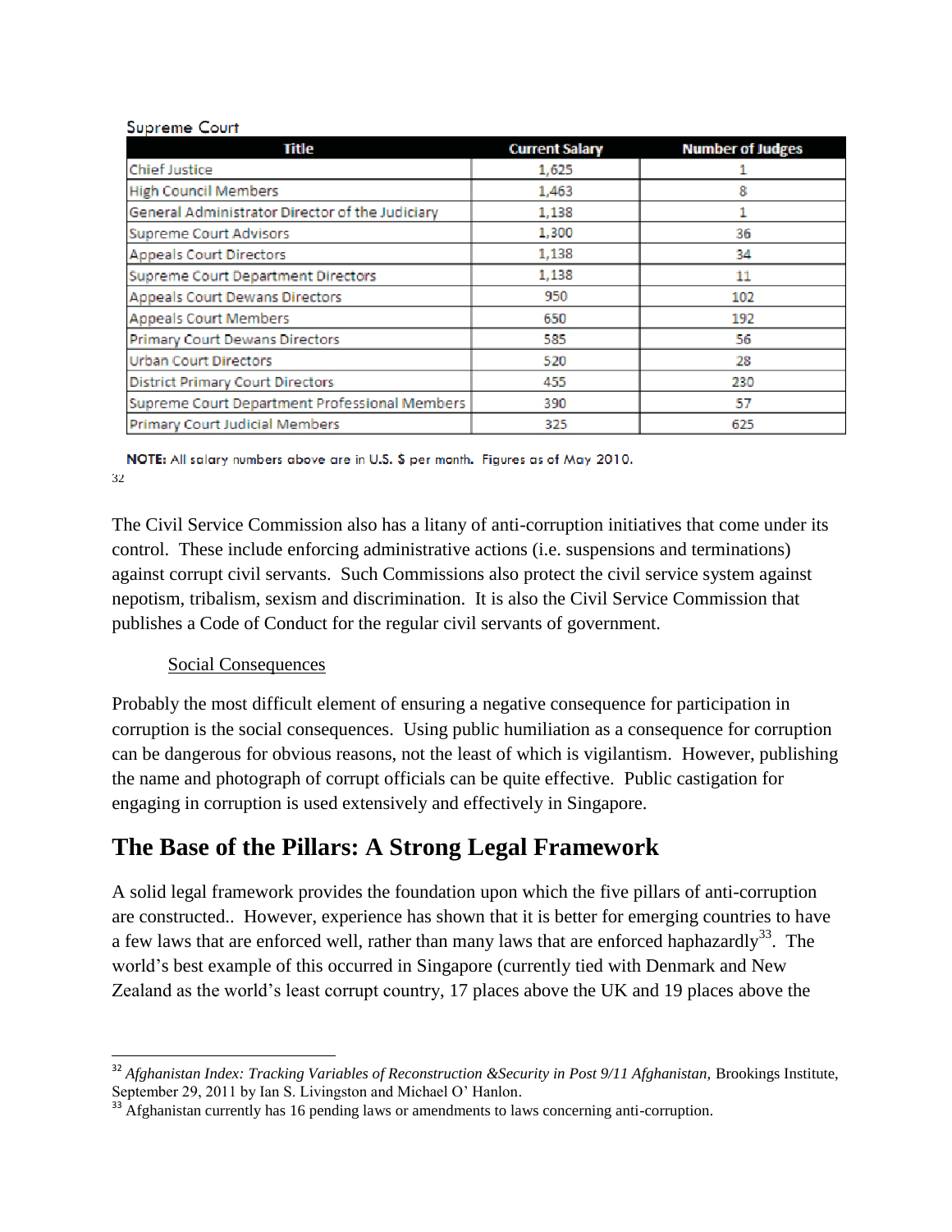Supreme Court

| Title | Current Salary | Number of Judges |
|---|---|---|
| Chief Justice | 1,625 | 1 |
| High Council Members | 1,463 | 8 |
| General Administrator Director of the Judiciary | 1,138 | 1 |
| Supreme Court Advisors | 1,300 | 36 |
| Appeals Court Directors | 1,138 | 34 |
| Supreme Court Department Directors | 1,138 | 11 |
| Appeals Court Dewans Directors | 950 | 102 |
| Appeals Court Members | 650 | 192 |
| Primary Court Dewans Directors | 585 | 56 |
| Urban Court Directors | 520 | 28 |
| District Primary Court Directors | 455 | 230 |
| Supreme Court Department Professional Members | 390 | 57 |
| Primary Court Judicial Members | 325 | 625 |

**NOTE:** All salary numbers above are in U.S. $ per month. Figures as of May 2010.

[32]

The Civil Service Commission also has a litany of anti-corruption initiatives that come under its control. These include enforcing administrative actions (i.e. suspensions and terminations) against corrupt civil servants. Such Commissions also protect the civil service system against nepotism, tribalism, sexism and discrimination. It is also the Civil Service Commission that publishes a Code of Conduct for the regular civil servants of government.

Social Consequences

Probably the most difficult element of ensuring a negative consequence for participation in corruption is the social consequences. Using public humiliation as a consequence for corruption can be dangerous for obvious reasons, not the least of which is vigilantism. However, publishing the name and photograph of corrupt officials can be quite effective. Public castigation for engaging in corruption is used extensively and effectively in Singapore.

## The Base of the Pillars: A Strong Legal Framework

A solid legal framework provides the foundation upon which the five pillars of anti-corruption are constructed.. However, experience has shown that it is better for emerging countries to have a few laws that are enforced well, rather than many laws that are enforced haphazardly[33]. The world's best example of this occurred in Singapore (currently tied with Denmark and New Zealand as the world's least corrupt country, 17 places above the UK and 19 places above the

---

[32] *Afghanistan Index: Tracking Variables of Reconstruction &Security in Post 9/11 Afghanistan,* Brookings Institute, September 29, 2011 by Ian S. Livingston and Michael O' Hanlon.

[33] Afghanistan currently has 16 pending laws or amendments to laws concerning anti-corruption.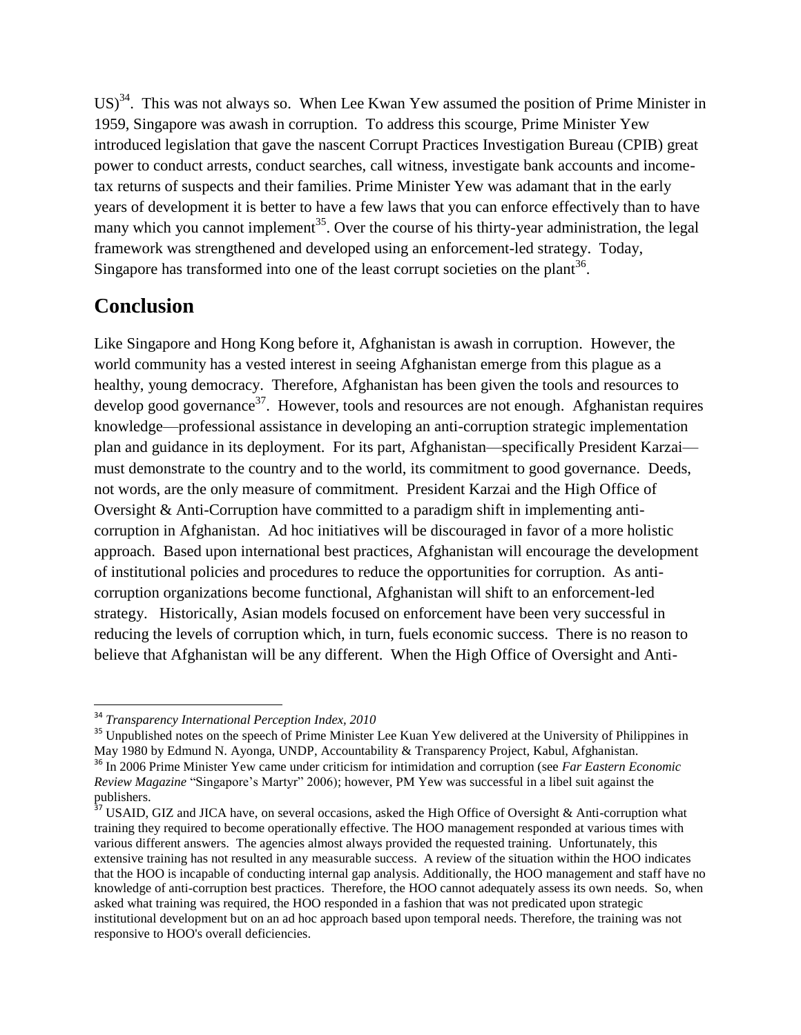US)[34]. This was not always so. When Lee Kwan Yew assumed the position of Prime Minister in 1959, Singapore was awash in corruption. To address this scourge, Prime Minister Yew introduced legislation that gave the nascent Corrupt Practices Investigation Bureau (CPIB) great power to conduct arrests, conduct searches, call witness, investigate bank accounts and income-tax returns of suspects and their families. Prime Minister Yew was adamant that in the early years of development it is better to have a few laws that you can enforce effectively than to have many which you cannot implement[35]. Over the course of his thirty-year administration, the legal framework was strengthened and developed using an enforcement-led strategy. Today, Singapore has transformed into one of the least corrupt societies on the plant[36].

## Conclusion

Like Singapore and Hong Kong before it, Afghanistan is awash in corruption. However, the world community has a vested interest in seeing Afghanistan emerge from this plague as a healthy, young democracy. Therefore, Afghanistan has been given the tools and resources to develop good governance[37]. However, tools and resources are not enough. Afghanistan requires knowledge—professional assistance in developing an anti-corruption strategic implementation plan and guidance in its deployment. For its part, Afghanistan—specifically President Karzai—must demonstrate to the country and to the world, its commitment to good governance. Deeds, not words, are the only measure of commitment. President Karzai and the High Office of Oversight & Anti-Corruption have committed to a paradigm shift in implementing anti-corruption in Afghanistan. Ad hoc initiatives will be discouraged in favor of a more holistic approach. Based upon international best practices, Afghanistan will encourage the development of institutional policies and procedures to reduce the opportunities for corruption. As anti-corruption organizations become functional, Afghanistan will shift to an enforcement-led strategy. Historically, Asian models focused on enforcement have been very successful in reducing the levels of corruption which, in turn, fuels economic success. There is no reason to believe that Afghanistan will be any different. When the High Office of Oversight and Anti-

---

[34] *Transparency International Perception Index, 2010*

[35] Unpublished notes on the speech of Prime Minister Lee Kuan Yew delivered at the University of Philippines in May 1980 by Edmund N. Ayonga, UNDP, Accountability & Transparency Project, Kabul, Afghanistan.

[36] In 2006 Prime Minister Yew came under criticism for intimidation and corruption (see *Far Eastern Economic Review Magazine* "Singapore's Martyr" 2006); however, PM Yew was successful in a libel suit against the publishers.

[37] USAID, GIZ and JICA have, on several occasions, asked the High Office of Oversight & Anti-corruption what training they required to become operationally effective. The HOO management responded at various times with various different answers. The agencies almost always provided the requested training. Unfortunately, this extensive training has not resulted in any measurable success. A review of the situation within the HOO indicates that the HOO is incapable of conducting internal gap analysis. Additionally, the HOO management and staff have no knowledge of anti-corruption best practices. Therefore, the HOO cannot adequately assess its own needs. So, when asked what training was required, the HOO responded in a fashion that was not predicated upon strategic institutional development but on an ad hoc approach based upon temporal needs. Therefore, the training was not responsive to HOO's overall deficiencies.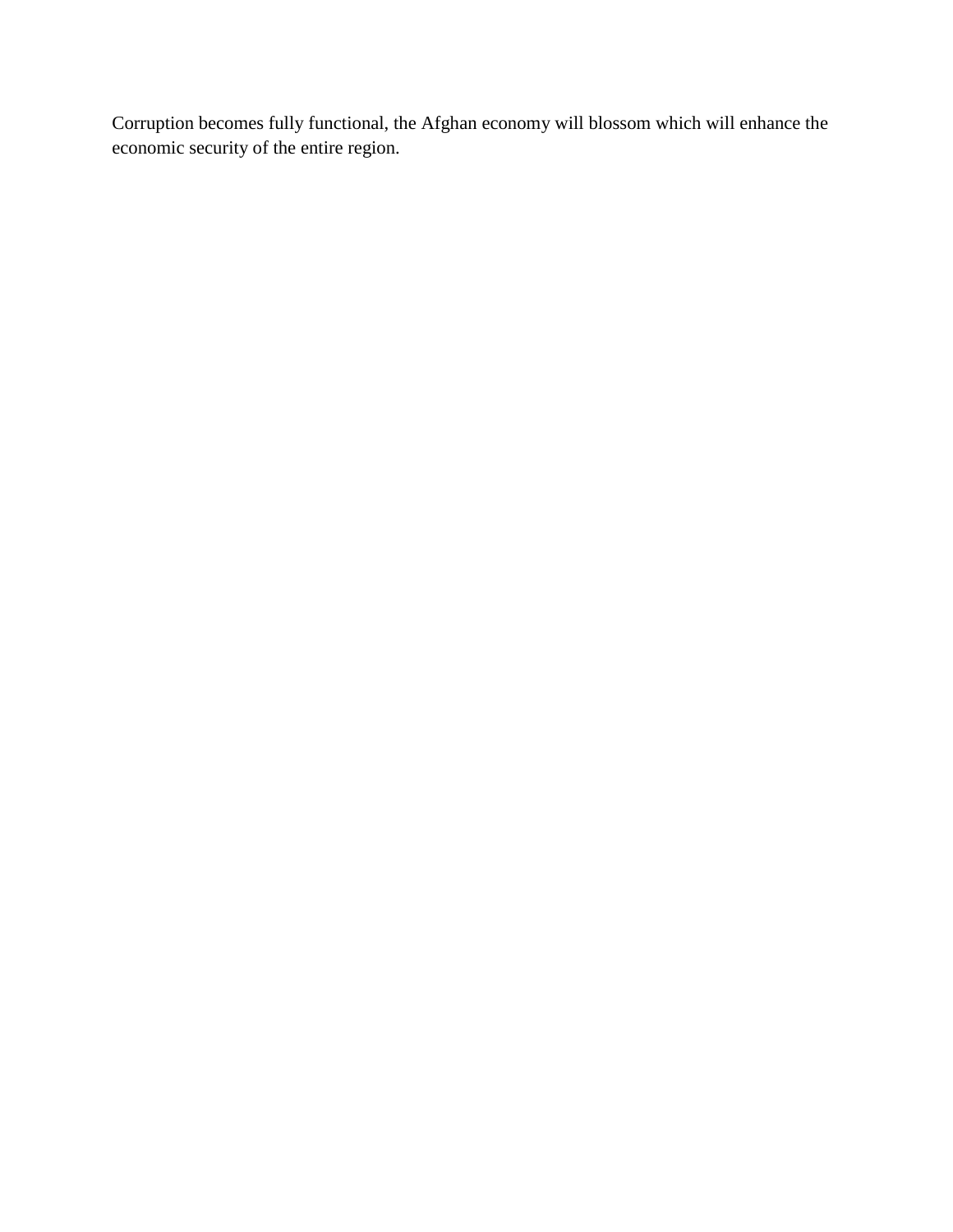Corruption becomes fully functional, the Afghan economy will blossom which will enhance the economic security of the entire region.